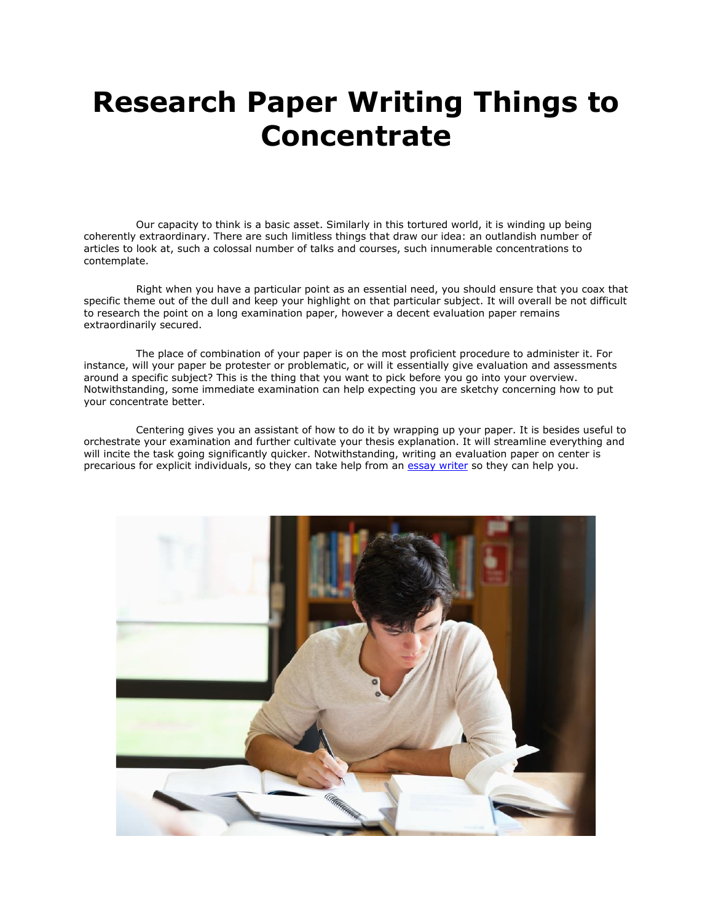# Research Paper Writing Things to Concentrate

Our capacity to think is a basic asset. Similarly in this tortured world, it is winding up being coherently extraordinary. There are such limitless things that draw our idea: an outlandish number of articles to look at, such a colossal number of talks and courses, such innumerable concentrations to contemplate.

Right when you have a particular point as an essential need, you should ensure that you coax that specific theme out of the dull and keep your highlight on that particular subject. It will overall be not difficult to research the point on a long examination paper, however a decent evaluation paper remains extraordinarily secured.

The place of combination of your paper is on the most proficient procedure to administer it. For instance, will your paper be protester or problematic, or will it essentially give evaluation and assessments around a specific subject? This is the thing that you want to pick before you go into your overview. Notwithstanding, some immediate examination can help expecting you are sketchy concerning how to put your concentrate better.

Centering gives you an assistant of how to do it by wrapping up your paper. It is besides useful to orchestrate your examination and further cultivate your thesis explanation. It will streamline everything and will incite the task going significantly quicker. Notwithstanding, writing an evaluation paper on center is precarious for explicit individuals, so they can take help from an [essay writer] so they can help you.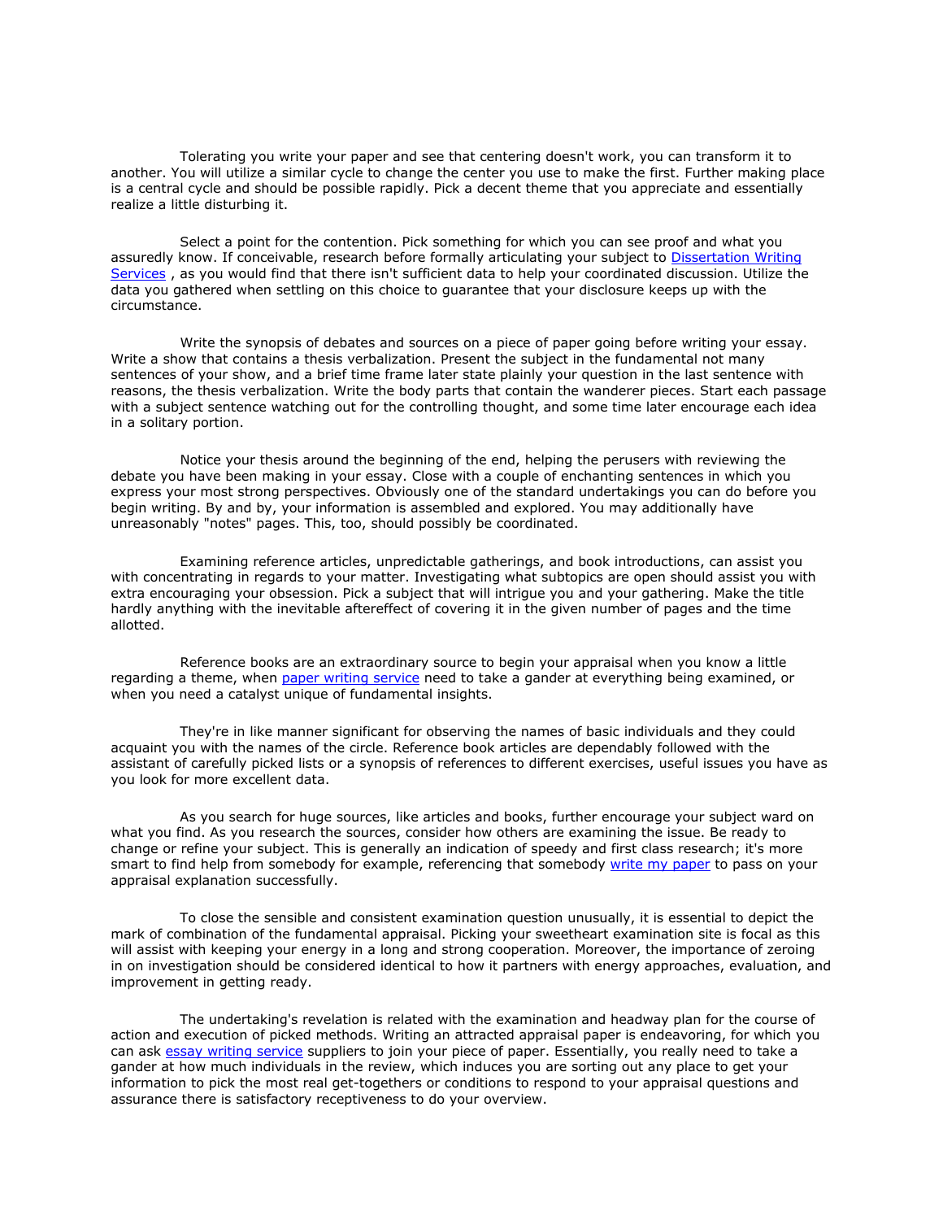Tolerating you write your paper and see that centering doesn't work, you can transform it to another. You will utilize a similar cycle to change the center you use to make the first. Further making place is a central cycle and should be possible rapidly. Pick a decent theme that you appreciate and essentially realize a little disturbing it.

Select a point for the contention. Pick something for which you can see proof and what you assuredly know. If conceivable, research before formally articulating your subject to [Dissertation Writing Services](), as you would find that there isn't sufficient data to help your coordinated discussion. Utilize the data you gathered when settling on this choice to guarantee that your disclosure keeps up with the circumstance.

Write the synopsis of debates and sources on a piece of paper going before writing your essay. Write a show that contains a thesis verbalization. Present the subject in the fundamental not many sentences of your show, and a brief time frame later state plainly your question in the last sentence with reasons, the thesis verbalization. Write the body parts that contain the wanderer pieces. Start each passage with a subject sentence watching out for the controlling thought, and some time later encourage each idea in a solitary portion.

Notice your thesis around the beginning of the end, helping the perusers with reviewing the debate you have been making in your essay. Close with a couple of enchanting sentences in which you express your most strong perspectives. Obviously one of the standard undertakings you can do before you begin writing. By and by, your information is assembled and explored. You may additionally have unreasonably "notes" pages. This, too, should possibly be coordinated.

Examining reference articles, unpredictable gatherings, and book introductions, can assist you with concentrating in regards to your matter. Investigating what subtopics are open should assist you with extra encouraging your obsession. Pick a subject that will intrigue you and your gathering. Make the title hardly anything with the inevitable aftereffect of covering it in the given number of pages and the time allotted.

Reference books are an extraordinary source to begin your appraisal when you know a little regarding a theme, when [paper writing service]() need to take a gander at everything being examined, or when you need a catalyst unique of fundamental insights.

They're in like manner significant for observing the names of basic individuals and they could acquaint you with the names of the circle. Reference book articles are dependably followed with the assistant of carefully picked lists or a synopsis of references to different exercises, useful issues you have as you look for more excellent data.

As you search for huge sources, like articles and books, further encourage your subject ward on what you find. As you research the sources, consider how others are examining the issue. Be ready to change or refine your subject. This is generally an indication of speedy and first class research; it's more smart to find help from somebody for example, referencing that somebody [write my paper]() to pass on your appraisal explanation successfully.

To close the sensible and consistent examination question unusually, it is essential to depict the mark of combination of the fundamental appraisal. Picking your sweetheart examination site is focal as this will assist with keeping your energy in a long and strong cooperation. Moreover, the importance of zeroing in on investigation should be considered identical to how it partners with energy approaches, evaluation, and improvement in getting ready.

The undertaking's revelation is related with the examination and headway plan for the course of action and execution of picked methods. Writing an attracted appraisal paper is endeavoring, for which you can ask [essay writing service]() suppliers to join your piece of paper. Essentially, you really need to take a gander at how much individuals in the review, which induces you are sorting out any place to get your information to pick the most real get-togethers or conditions to respond to your appraisal questions and assurance there is satisfactory receptiveness to do your overview.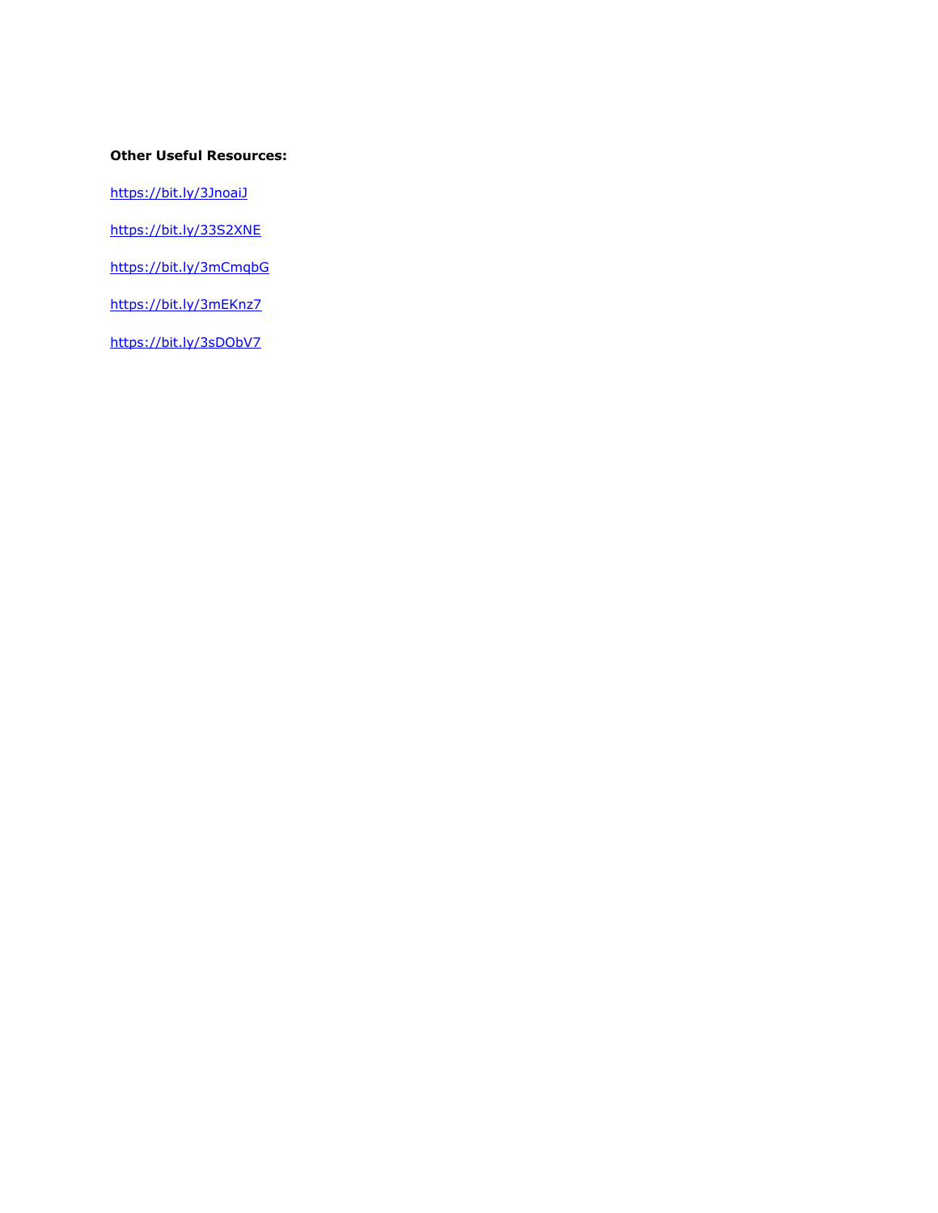**Other Useful Resources:**

https://bit.ly/3JnoaiJ

https://bit.ly/33S2XNE

https://bit.ly/3mCmqbG

https://bit.ly/3mEKnz7

https://bit.ly/3sDObV7